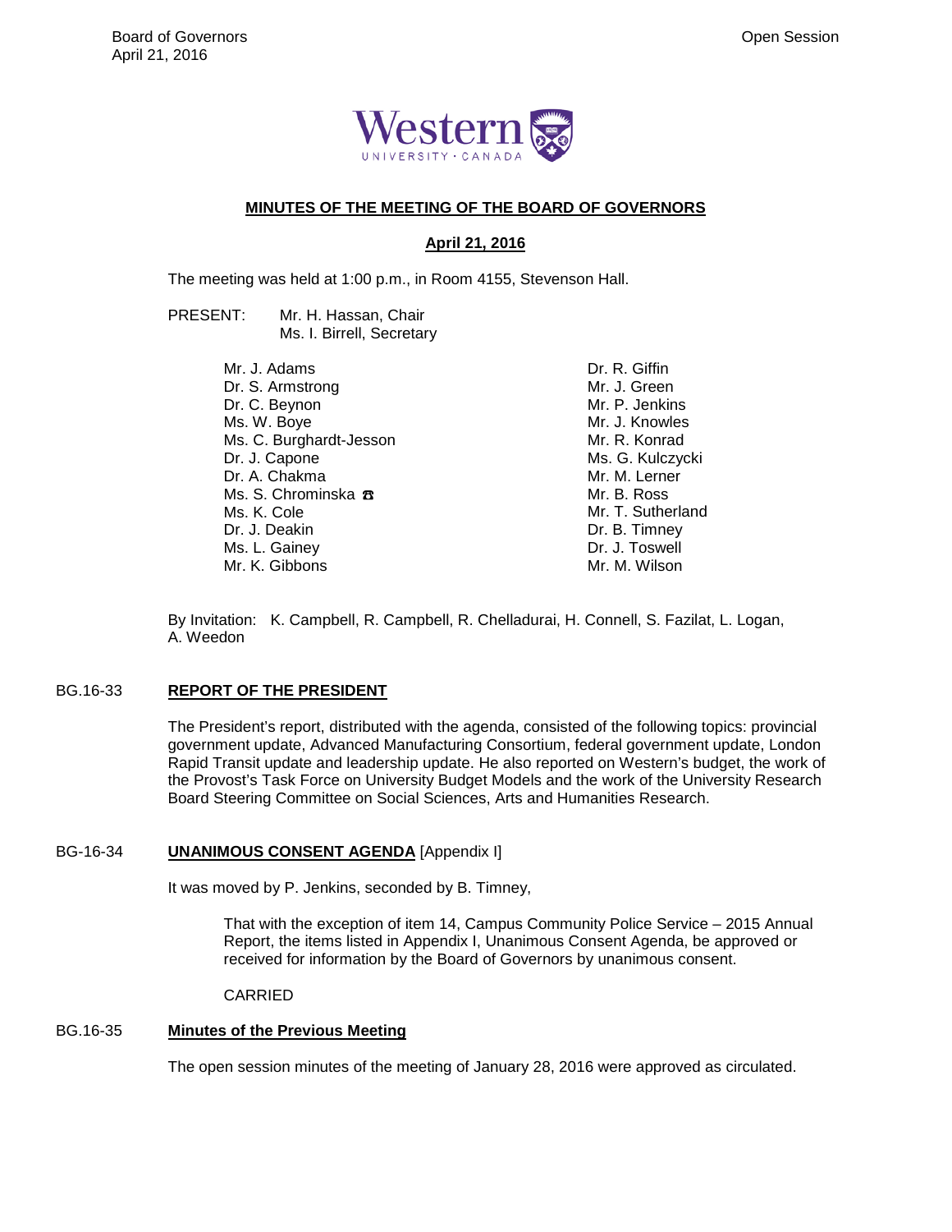# MINUTES OF THE MEETING OF THE BOARD OF GOVERNORS

## April 21, 2016

The meeting was held at 1:00 p.m., in Room 4155, Stevenson Hall.

PRESENT: Mr. H. Hassan, Chair
Ms. I. Birrell, Secretary

Mr. J. Adams
Dr. S. Armstrong
Dr. C. Beynon
Ms. W. Boye
Ms. C. Burghardt-Jesson
Dr. J. Capone
Dr. A. Chakma
Ms. S. Chrominska ☎
Ms. K. Cole
Dr. J. Deakin
Ms. L. Gainey
Mr. K. Gibbons
Dr. R. Giffin
Mr. J. Green
Mr. P. Jenkins
Mr. J. Knowles
Mr. R. Konrad
Ms. G. Kulczycki
Mr. M. Lerner
Mr. B. Ross
Mr. T. Sutherland
Dr. B. Timney
Dr. J. Toswell
Mr. M. Wilson

By Invitation: K. Campbell, R. Campbell, R. Chelladurai, H. Connell, S. Fazilat, L. Logan, A. Weedon

**BG.16-33 REPORT OF THE PRESIDENT**

The President's report, distributed with the agenda, consisted of the following topics: provincial government update, Advanced Manufacturing Consortium, federal government update, London Rapid Transit update and leadership update. He also reported on Western's budget, the work of the Provost's Task Force on University Budget Models and the work of the University Research Board Steering Committee on Social Sciences, Arts and Humanities Research.

**BG-16-34 UNANIMOUS CONSENT AGENDA** [Appendix I]

It was moved by P. Jenkins, seconded by B. Timney,

> That with the exception of item 14, Campus Community Police Service – 2015 Annual Report, the items listed in Appendix I, Unanimous Consent Agenda, be approved or received for information by the Board of Governors by unanimous consent.
>
> CARRIED

**BG.16-35 Minutes of the Previous Meeting**

The open session minutes of the meeting of January 28, 2016 were approved as circulated.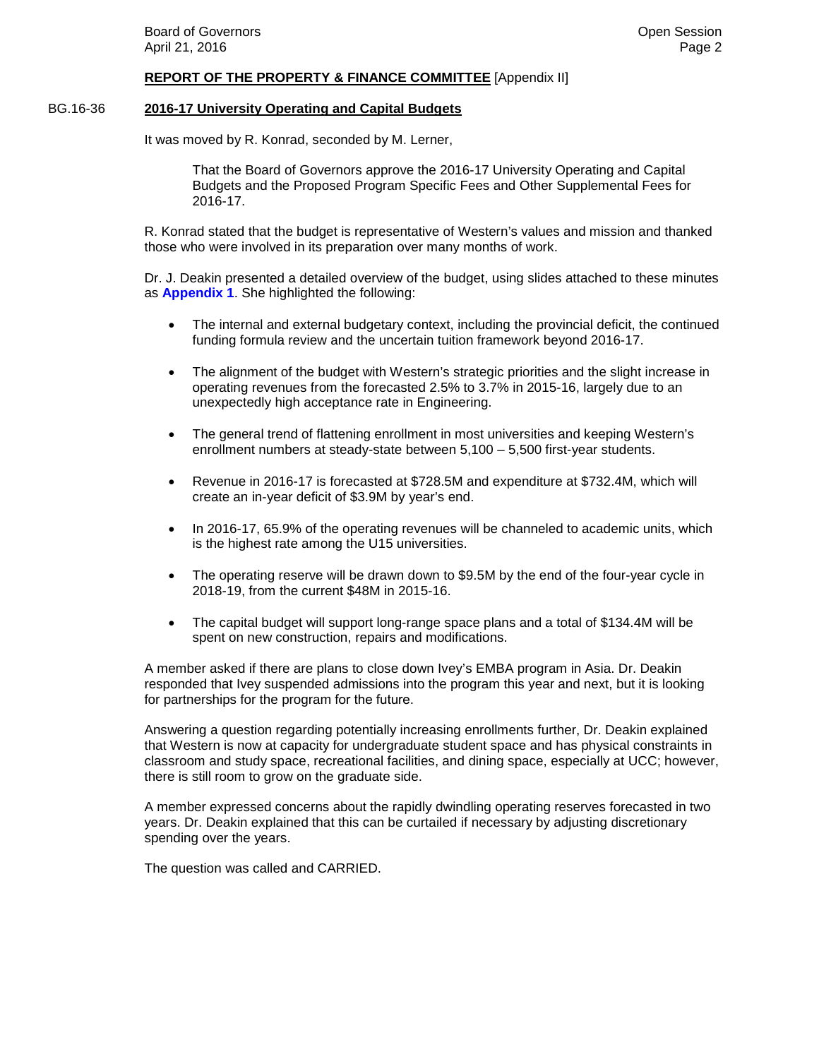## REPORT OF THE PROPERTY & FINANCE COMMITTEE [Appendix II]

BG.16-36 **2016-17 University Operating and Capital Budgets**

It was moved by R. Konrad, seconded by M. Lerner,

> That the Board of Governors approve the 2016-17 University Operating and Capital Budgets and the Proposed Program Specific Fees and Other Supplemental Fees for 2016-17.

R. Konrad stated that the budget is representative of Western's values and mission and thanked those who were involved in its preparation over many months of work.

Dr. J. Deakin presented a detailed overview of the budget, using slides attached to these minutes as **Appendix 1**. She highlighted the following:

- The internal and external budgetary context, including the provincial deficit, the continued funding formula review and the uncertain tuition framework beyond 2016-17.
- The alignment of the budget with Western's strategic priorities and the slight increase in operating revenues from the forecasted 2.5% to 3.7% in 2015-16, largely due to an unexpectedly high acceptance rate in Engineering.
- The general trend of flattening enrollment in most universities and keeping Western's enrollment numbers at steady-state between 5,100 – 5,500 first-year students.
- Revenue in 2016-17 is forecasted at $728.5M and expenditure at $732.4M, which will create an in-year deficit of $3.9M by year's end.
- In 2016-17, 65.9% of the operating revenues will be channeled to academic units, which is the highest rate among the U15 universities.
- The operating reserve will be drawn down to $9.5M by the end of the four-year cycle in 2018-19, from the current $48M in 2015-16.
- The capital budget will support long-range space plans and a total of $134.4M will be spent on new construction, repairs and modifications.

A member asked if there are plans to close down Ivey's EMBA program in Asia. Dr. Deakin responded that Ivey suspended admissions into the program this year and next, but it is looking for partnerships for the program for the future.

Answering a question regarding potentially increasing enrollments further, Dr. Deakin explained that Western is now at capacity for undergraduate student space and has physical constraints in classroom and study space, recreational facilities, and dining space, especially at UCC; however, there is still room to grow on the graduate side.

A member expressed concerns about the rapidly dwindling operating reserves forecasted in two years. Dr. Deakin explained that this can be curtailed if necessary by adjusting discretionary spending over the years.

The question was called and CARRIED.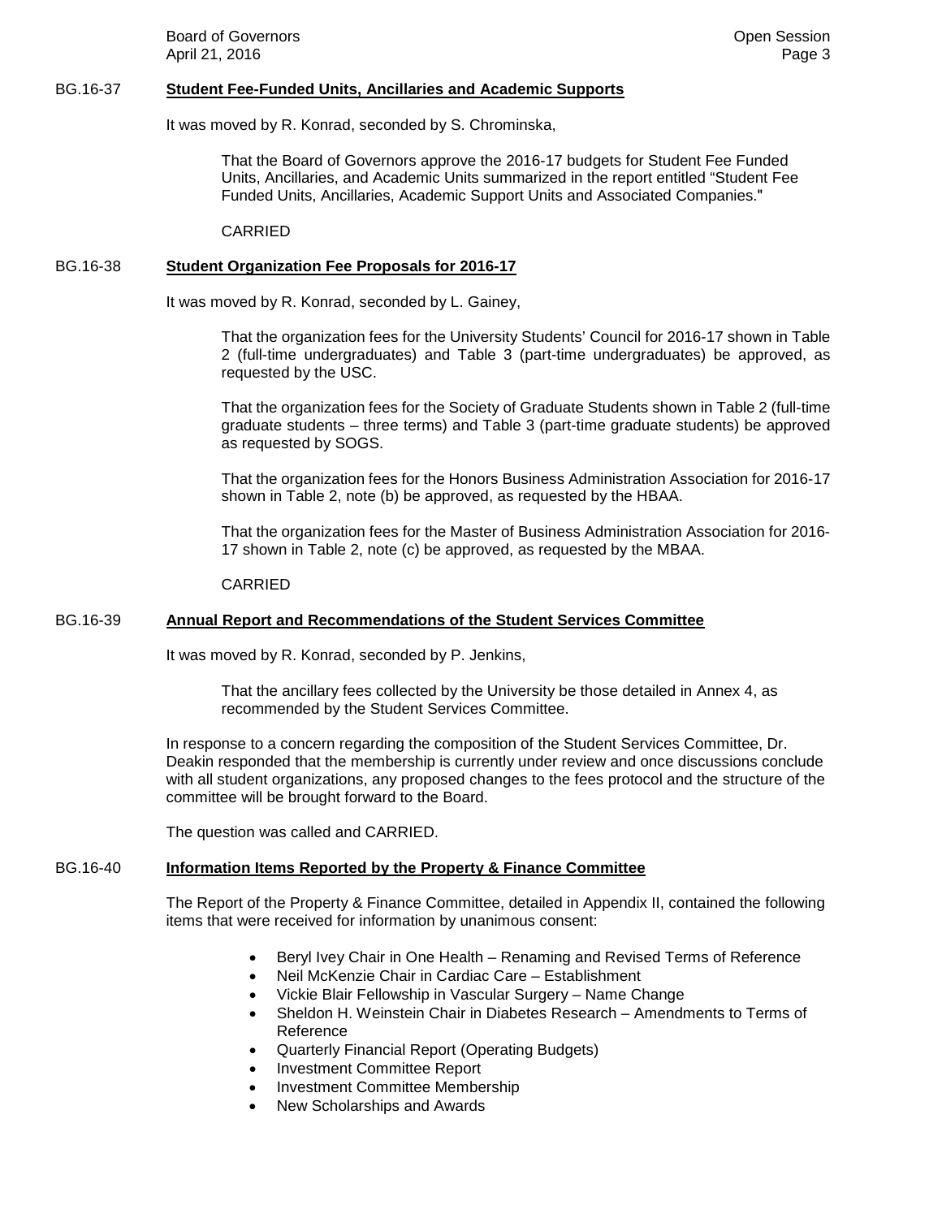## BG.16-37 **Student Fee-Funded Units, Ancillaries and Academic Supports**

It was moved by R. Konrad, seconded by S. Chrominska,

> That the Board of Governors approve the 2016-17 budgets for Student Fee Funded Units, Ancillaries, and Academic Units summarized in the report entitled "Student Fee Funded Units, Ancillaries, Academic Support Units and Associated Companies."
>
> CARRIED

## BG.16-38 **Student Organization Fee Proposals for 2016-17**

It was moved by R. Konrad, seconded by L. Gainey,

> That the organization fees for the University Students' Council for 2016-17 shown in Table 2 (full-time undergraduates) and Table 3 (part-time undergraduates) be approved, as requested by the USC.
>
> That the organization fees for the Society of Graduate Students shown in Table 2 (full-time graduate students – three terms) and Table 3 (part-time graduate students) be approved as requested by SOGS.
>
> That the organization fees for the Honors Business Administration Association for 2016-17 shown in Table 2, note (b) be approved, as requested by the HBAA.
>
> That the organization fees for the Master of Business Administration Association for 2016-17 shown in Table 2, note (c) be approved, as requested by the MBAA.
>
> CARRIED

## BG.16-39 **Annual Report and Recommendations of the Student Services Committee**

It was moved by R. Konrad, seconded by P. Jenkins,

> That the ancillary fees collected by the University be those detailed in Annex 4, as recommended by the Student Services Committee.

In response to a concern regarding the composition of the Student Services Committee, Dr. Deakin responded that the membership is currently under review and once discussions conclude with all student organizations, any proposed changes to the fees protocol and the structure of the committee will be brought forward to the Board.

The question was called and CARRIED.

## BG.16-40 **Information Items Reported by the Property & Finance Committee**

The Report of the Property & Finance Committee, detailed in Appendix II, contained the following items that were received for information by unanimous consent:

- Beryl Ivey Chair in One Health – Renaming and Revised Terms of Reference
- Neil McKenzie Chair in Cardiac Care – Establishment
- Vickie Blair Fellowship in Vascular Surgery – Name Change
- Sheldon H. Weinstein Chair in Diabetes Research – Amendments to Terms of Reference
- Quarterly Financial Report (Operating Budgets)
- Investment Committee Report
- Investment Committee Membership
- New Scholarships and Awards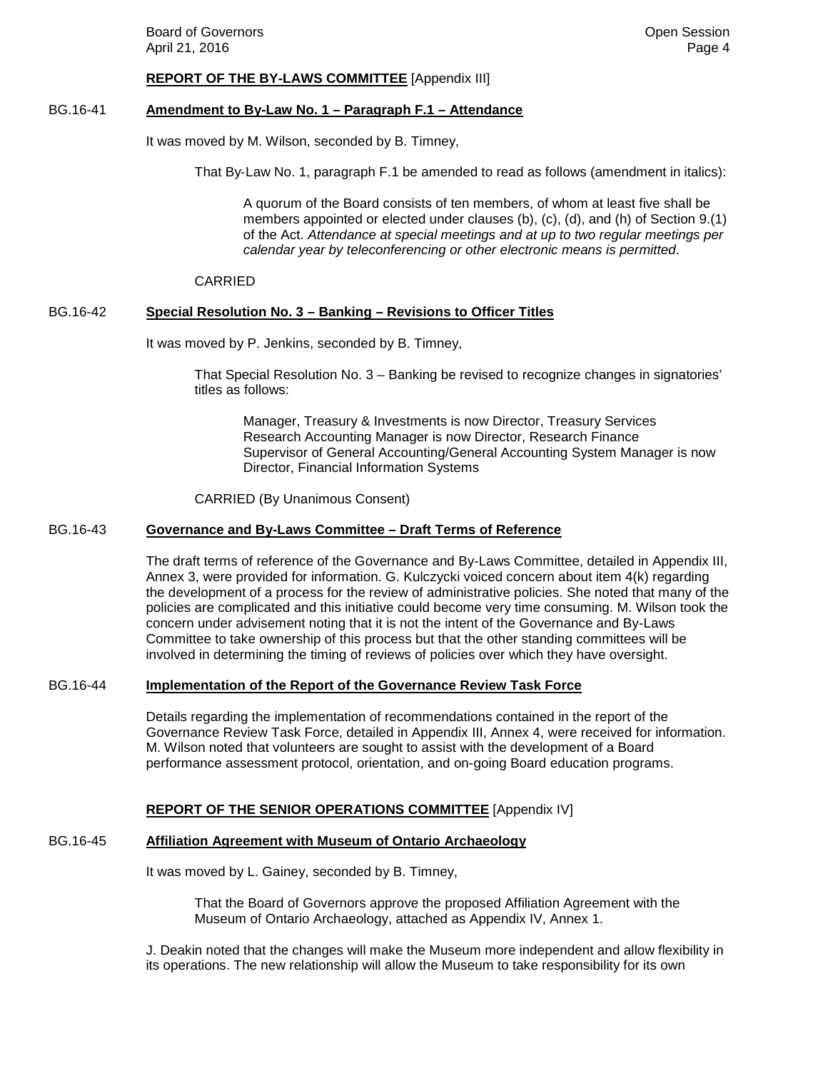**REPORT OF THE BY-LAWS COMMITTEE** [Appendix III]

BG.16-41 **Amendment to By-Law No. 1 – Paragraph F.1 – Attendance**

It was moved by M. Wilson, seconded by B. Timney,

> That By-Law No. 1, paragraph F.1 be amended to read as follows (amendment in italics):
>
> > A quorum of the Board consists of ten members, of whom at least five shall be members appointed or elected under clauses (b), (c), (d), and (h) of Section 9.(1) of the Act. *Attendance at special meetings and at up to two regular meetings per calendar year by teleconferencing or other electronic means is permitted*.
>
> CARRIED

BG.16-42 **Special Resolution No. 3 – Banking – Revisions to Officer Titles**

It was moved by P. Jenkins, seconded by B. Timney,

> That Special Resolution No. 3 – Banking be revised to recognize changes in signatories' titles as follows:
>
> > Manager, Treasury & Investments is now Director, Treasury Services
> > Research Accounting Manager is now Director, Research Finance
> > Supervisor of General Accounting/General Accounting System Manager is now Director, Financial Information Systems
>
> CARRIED (By Unanimous Consent)

BG.16-43 **Governance and By-Laws Committee – Draft Terms of Reference**

The draft terms of reference of the Governance and By-Laws Committee, detailed in Appendix III, Annex 3, were provided for information. G. Kulczycki voiced concern about item 4(k) regarding the development of a process for the review of administrative policies. She noted that many of the policies are complicated and this initiative could become very time consuming. M. Wilson took the concern under advisement noting that it is not the intent of the Governance and By-Laws Committee to take ownership of this process but that the other standing committees will be involved in determining the timing of reviews of policies over which they have oversight.

BG.16-44 **Implementation of the Report of the Governance Review Task Force**

Details regarding the implementation of recommendations contained in the report of the Governance Review Task Force, detailed in Appendix III, Annex 4, were received for information. M. Wilson noted that volunteers are sought to assist with the development of a Board performance assessment protocol, orientation, and on-going Board education programs.

**REPORT OF THE SENIOR OPERATIONS COMMITTEE** [Appendix IV]

BG.16-45 **Affiliation Agreement with Museum of Ontario Archaeology**

It was moved by L. Gainey, seconded by B. Timney,

> That the Board of Governors approve the proposed Affiliation Agreement with the Museum of Ontario Archaeology, attached as Appendix IV, Annex 1.

J. Deakin noted that the changes will make the Museum more independent and allow flexibility in its operations. The new relationship will allow the Museum to take responsibility for its own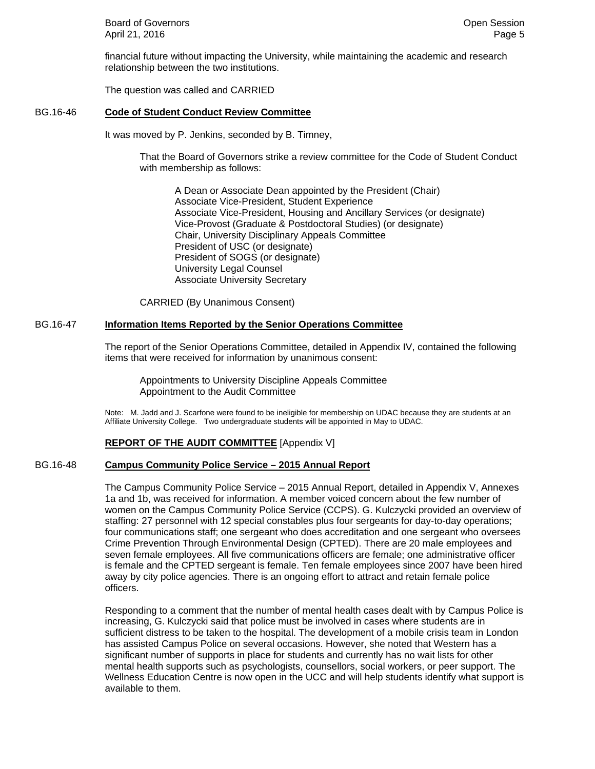financial future without impacting the University, while maintaining the academic and research relationship between the two institutions.

The question was called and CARRIED

BG.16-46 **Code of Student Conduct Review Committee**

It was moved by P. Jenkins, seconded by B. Timney,

> That the Board of Governors strike a review committee for the Code of Student Conduct with membership as follows:
>
> A Dean or Associate Dean appointed by the President (Chair)
> Associate Vice-President, Student Experience
> Associate Vice-President, Housing and Ancillary Services (or designate)
> Vice-Provost (Graduate & Postdoctoral Studies) (or designate)
> Chair, University Disciplinary Appeals Committee
> President of USC (or designate)
> President of SOGS (or designate)
> University Legal Counsel
> Associate University Secretary
>
> CARRIED (By Unanimous Consent)

BG.16-47 **Information Items Reported by the Senior Operations Committee**

The report of the Senior Operations Committee, detailed in Appendix IV, contained the following items that were received for information by unanimous consent:

> Appointments to University Discipline Appeals Committee
> Appointment to the Audit Committee

Note: M. Jadd and J. Scarfone were found to be ineligible for membership on UDAC because they are students at an Affiliate University College. Two undergraduate students will be appointed in May to UDAC.

## **REPORT OF THE AUDIT COMMITTEE** [Appendix V]

BG.16-48 **Campus Community Police Service – 2015 Annual Report**

The Campus Community Police Service – 2015 Annual Report, detailed in Appendix V, Annexes 1a and 1b, was received for information. A member voiced concern about the few number of women on the Campus Community Police Service (CCPS). G. Kulczycki provided an overview of staffing: 27 personnel with 12 special constables plus four sergeants for day-to-day operations; four communications staff; one sergeant who does accreditation and one sergeant who oversees Crime Prevention Through Environmental Design (CPTED). There are 20 male employees and seven female employees. All five communications officers are female; one administrative officer is female and the CPTED sergeant is female. Ten female employees since 2007 have been hired away by city police agencies. There is an ongoing effort to attract and retain female police officers.

Responding to a comment that the number of mental health cases dealt with by Campus Police is increasing, G. Kulczycki said that police must be involved in cases where students are in sufficient distress to be taken to the hospital. The development of a mobile crisis team in London has assisted Campus Police on several occasions. However, she noted that Western has a significant number of supports in place for students and currently has no wait lists for other mental health supports such as psychologists, counsellors, social workers, or peer support. The Wellness Education Centre is now open in the UCC and will help students identify what support is available to them.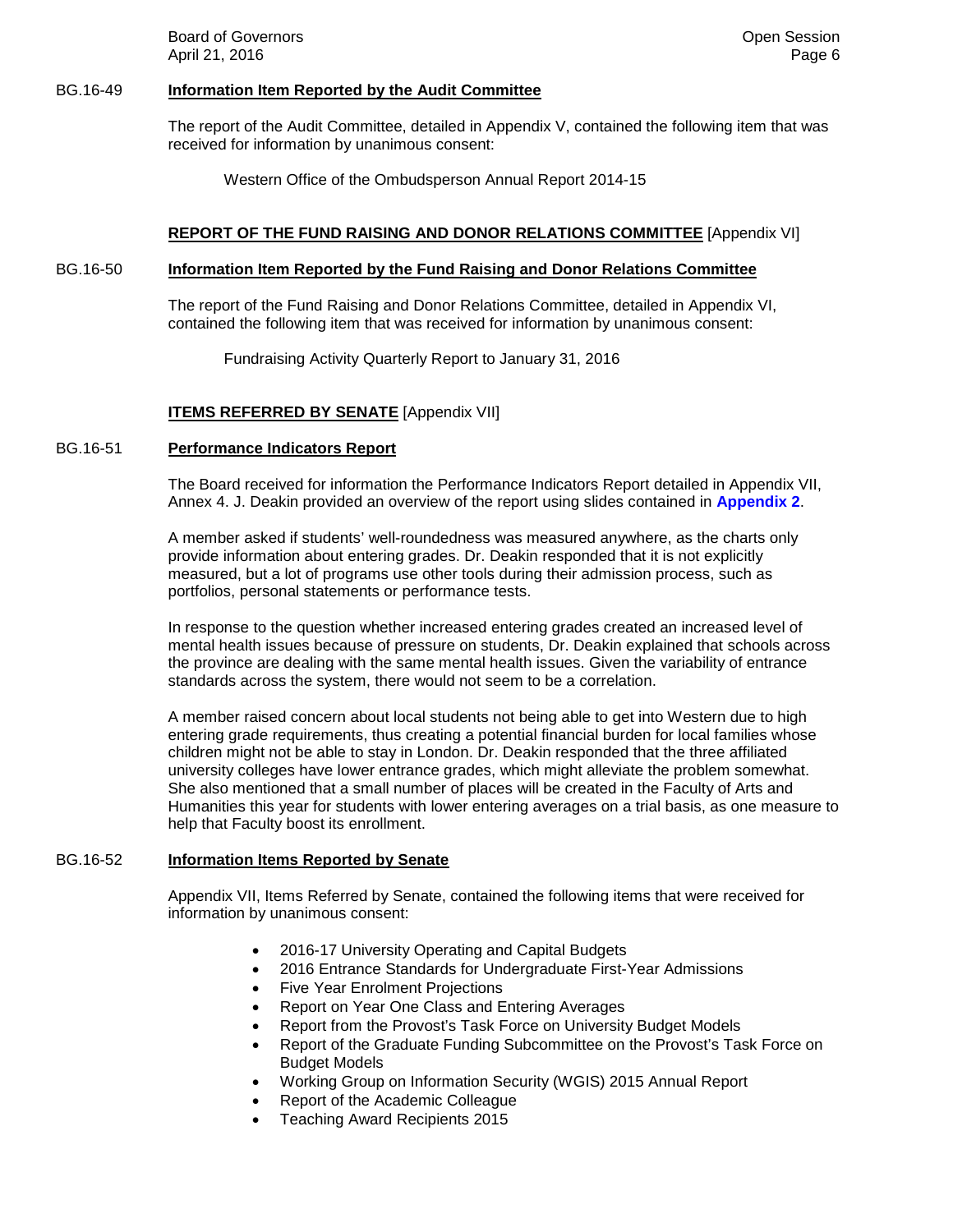**BG.16-49 Information Item Reported by the Audit Committee**

The report of the Audit Committee, detailed in Appendix V, contained the following item that was received for information by unanimous consent:

Western Office of the Ombudsperson Annual Report 2014-15

**REPORT OF THE FUND RAISING AND DONOR RELATIONS COMMITTEE** [Appendix VI]

**BG.16-50 Information Item Reported by the Fund Raising and Donor Relations Committee**

The report of the Fund Raising and Donor Relations Committee, detailed in Appendix VI, contained the following item that was received for information by unanimous consent:

Fundraising Activity Quarterly Report to January 31, 2016

**ITEMS REFERRED BY SENATE** [Appendix VII]

**BG.16-51 Performance Indicators Report**

The Board received for information the Performance Indicators Report detailed in Appendix VII, Annex 4. J. Deakin provided an overview of the report using slides contained in **Appendix 2**.

A member asked if students' well-roundedness was measured anywhere, as the charts only provide information about entering grades. Dr. Deakin responded that it is not explicitly measured, but a lot of programs use other tools during their admission process, such as portfolios, personal statements or performance tests.

In response to the question whether increased entering grades created an increased level of mental health issues because of pressure on students, Dr. Deakin explained that schools across the province are dealing with the same mental health issues. Given the variability of entrance standards across the system, there would not seem to be a correlation.

A member raised concern about local students not being able to get into Western due to high entering grade requirements, thus creating a potential financial burden for local families whose children might not be able to stay in London. Dr. Deakin responded that the three affiliated university colleges have lower entrance grades, which might alleviate the problem somewhat. She also mentioned that a small number of places will be created in the Faculty of Arts and Humanities this year for students with lower entering averages on a trial basis, as one measure to help that Faculty boost its enrollment.

**BG.16-52 Information Items Reported by Senate**

Appendix VII, Items Referred by Senate, contained the following items that were received for information by unanimous consent:

- 2016-17 University Operating and Capital Budgets
- 2016 Entrance Standards for Undergraduate First-Year Admissions
- Five Year Enrolment Projections
- Report on Year One Class and Entering Averages
- Report from the Provost's Task Force on University Budget Models
- Report of the Graduate Funding Subcommittee on the Provost's Task Force on Budget Models
- Working Group on Information Security (WGIS) 2015 Annual Report
- Report of the Academic Colleague
- Teaching Award Recipients 2015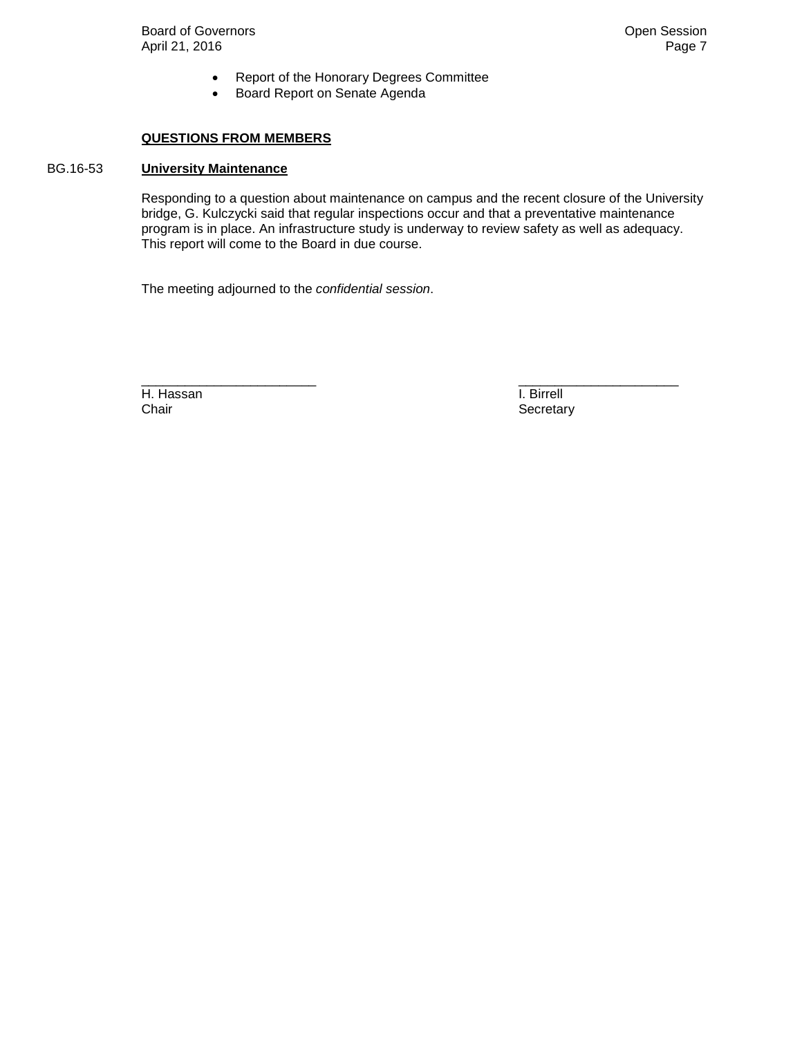- Report of the Honorary Degrees Committee
- Board Report on Senate Agenda

**QUESTIONS FROM MEMBERS**

BG.16-53 **University Maintenance**

Responding to a question about maintenance on campus and the recent closure of the University bridge, G. Kulczycki said that regular inspections occur and that a preventative maintenance program is in place. An infrastructure study is underway to review safety as well as adequacy. This report will come to the Board in due course.

The meeting adjourned to the *confidential session*.

\_\_\_\_\_\_\_\_\_\_\_\_\_\_\_\_\_\_\_\_\_\_\_\_
H. Hassan
Chair

\_\_\_\_\_\_\_\_\_\_\_\_\_\_\_\_\_\_\_\_\_\_\_\_
I. Birrell
Secretary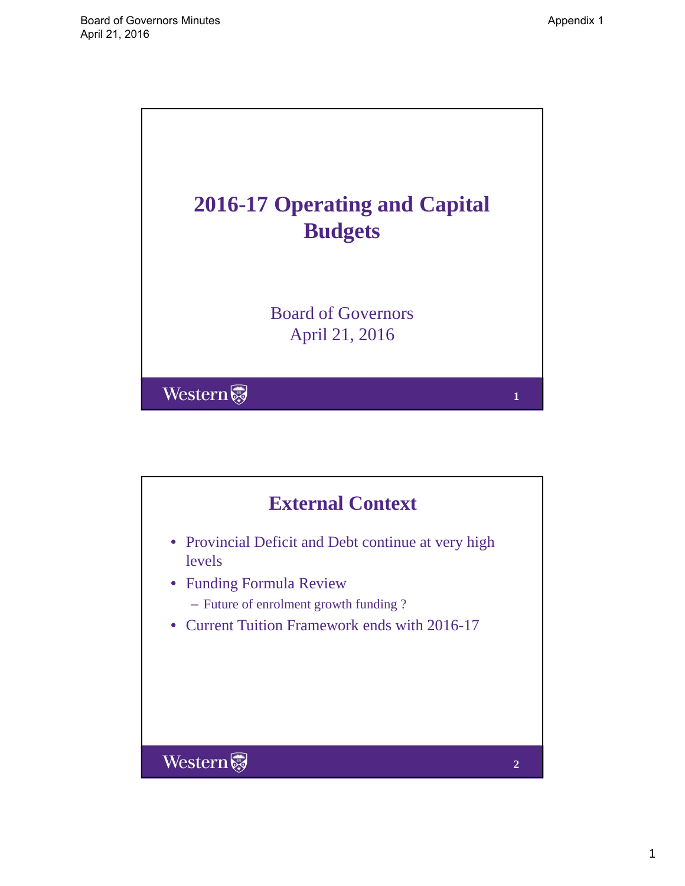# 2016-17 Operating and Capital Budgets

Board of Governors
April 21, 2016

## External Context

- Provincial Deficit and Debt continue at very high levels
- Funding Formula Review
  - Future of enrolment growth funding ?
- Current Tuition Framework ends with 2016-17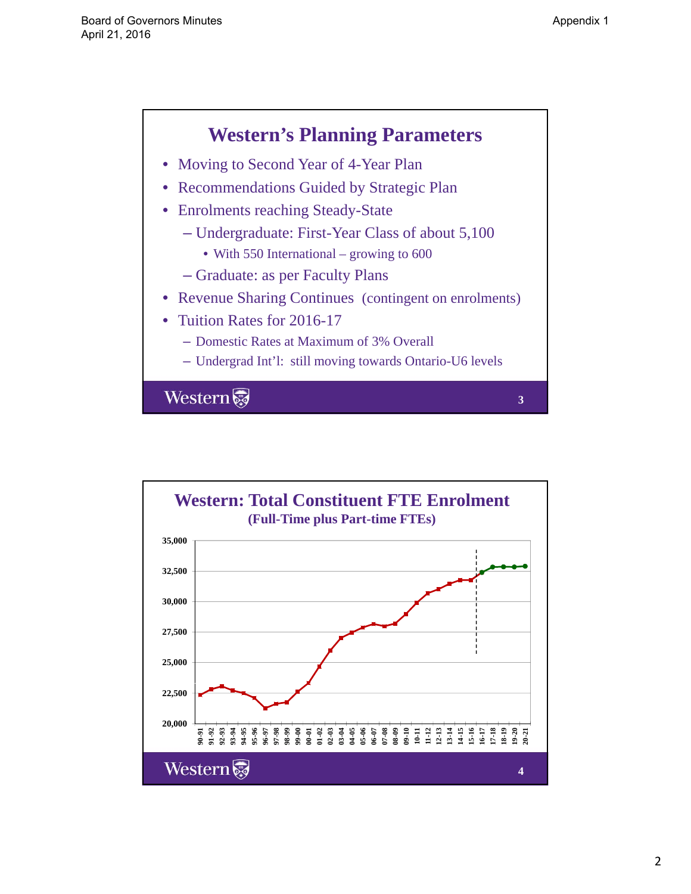## Western's Planning Parameters

- Moving to Second Year of 4-Year Plan
- Recommendations Guided by Strategic Plan
- Enrolments reaching Steady-State
  - Undergraduate: First-Year Class of about 5,100
    - With 550 International – growing to 600
  - Graduate: as per Faculty Plans
- Revenue Sharing Continues (contingent on enrolments)
- Tuition Rates for 2016-17
  - Domestic Rates at Maximum of 3% Overall
  - Undergrad Int'l: still moving towards Ontario-U6 levels

Western 3

## Western: Total Constituent FTE Enrolment

**(Full-Time plus Part-time FTEs)**

Western 4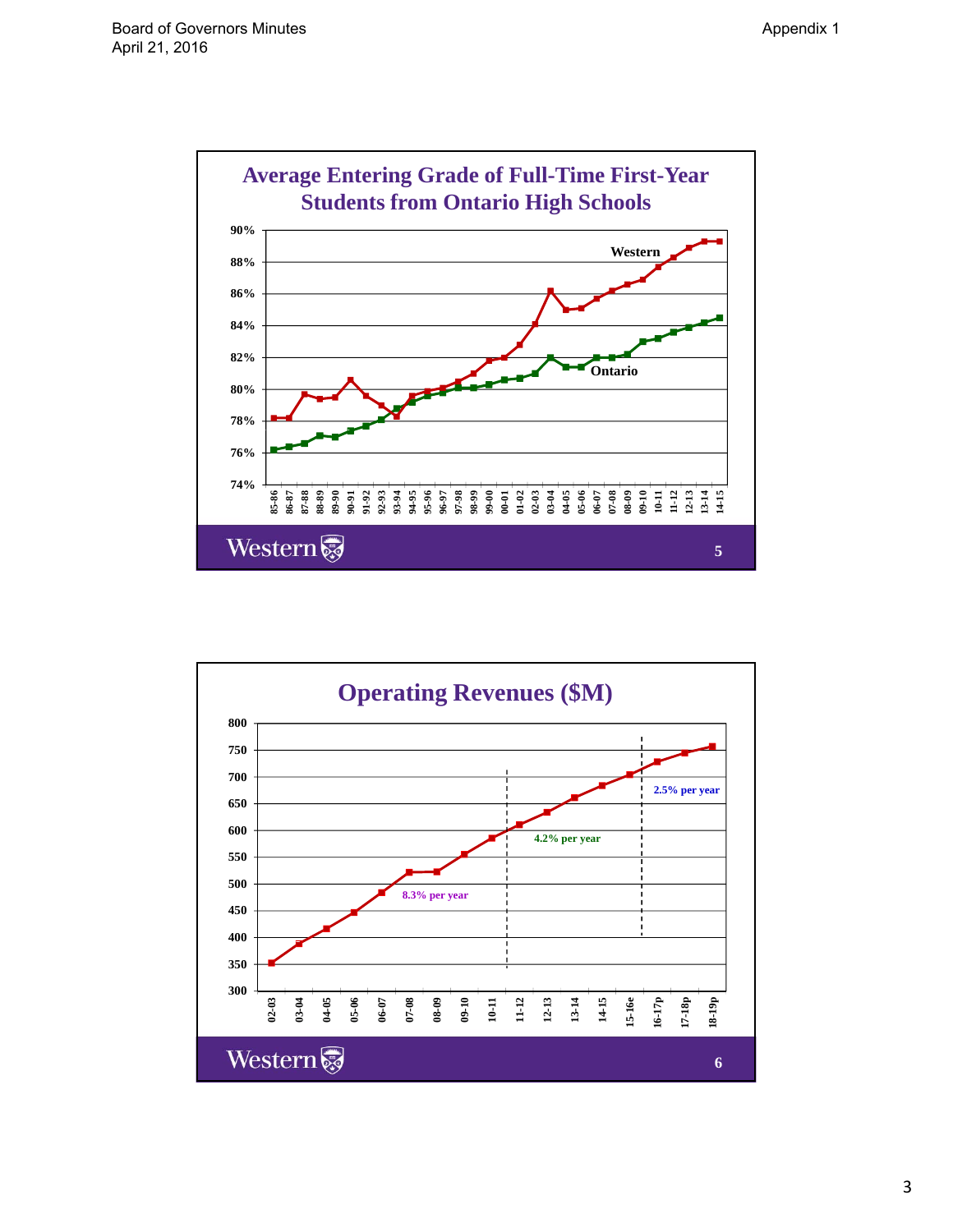## Average Entering Grade of Full-Time First-Year Students from Ontario High Schools

90%
88%
86%
84%
82%
80%
78%
76%
74%

Western

Ontario

85-86 86-87 87-88 88-89 89-90 90-91 91-92 92-93 93-94 94-95 95-96 96-97 97-98 98-99 99-00 00-01 01-02 02-03 03-04 04-05 05-06 06-07 07-08 08-09 09-10 10-11 11-12 12-13 13-14 14-15

Western

5

## Operating Revenues ($M)

800
750
700
650
600
550
500
450
400
350
300

8.3% per year

4.2% per year

2.5% per year

02-03 03-04 04-05 05-06 06-07 07-08 08-09 09-10 10-11 11-12 12-13 13-14 14-15 15-16e 16-17p 17-18p 18-19p

Western

6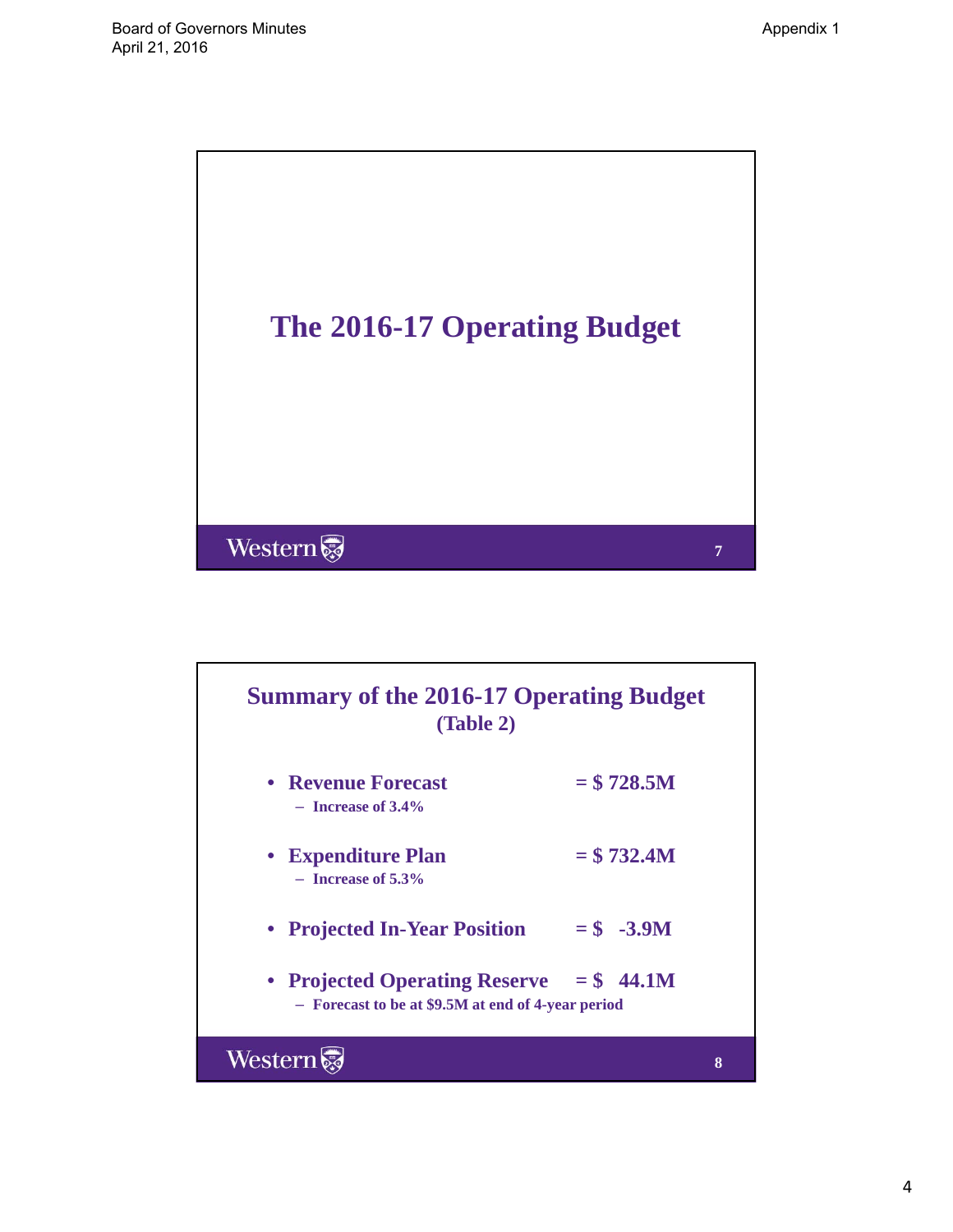# The 2016-17 Operating Budget

## Summary of the 2016-17 Operating Budget (Table 2)

- **Revenue Forecast** = $ 728.5M
  - Increase of 3.4%
- **Expenditure Plan** = $ 732.4M
  - Increase of 5.3%
- **Projected In-Year Position** = $ -3.9M
- **Projected Operating Reserve** = $ 44.1M
  - Forecast to be at $9.5M at end of 4-year period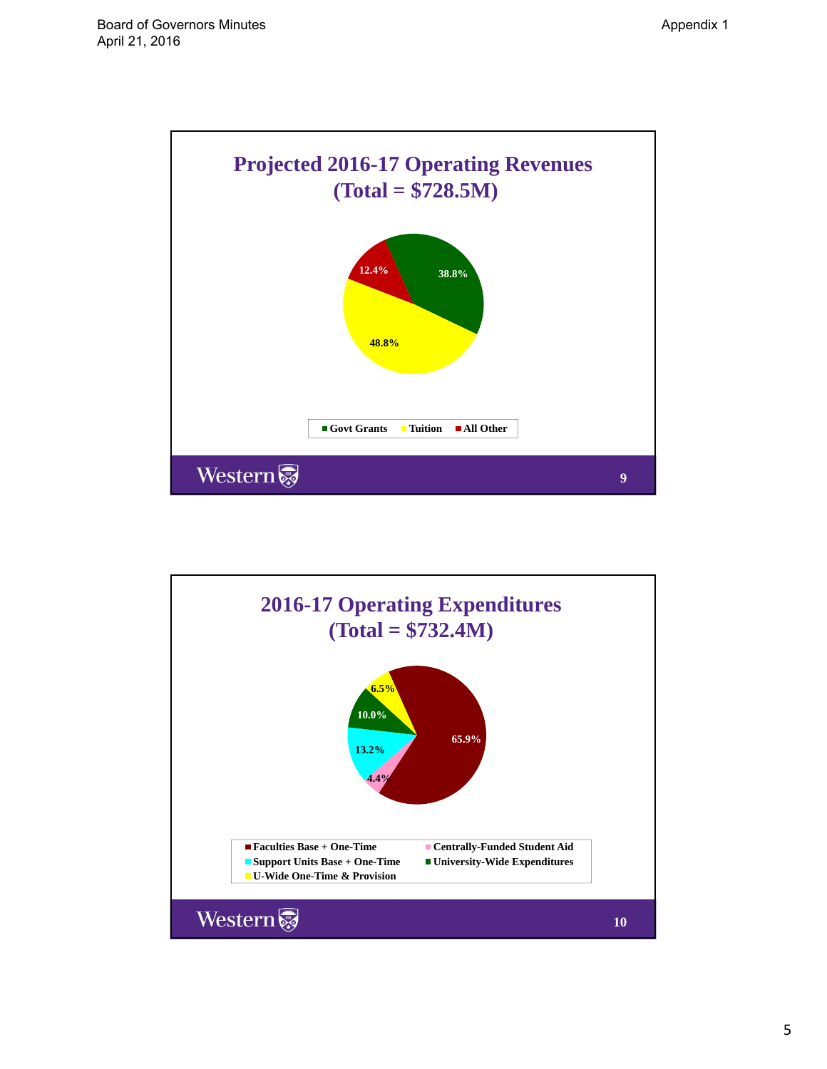## Projected 2016-17 Operating Revenues (Total = $728.5M)

| Category | Share |
|---|---|
| Govt Grants | 38.8% |
| Tuition | 48.8% |
| All Other | 12.4% |

Western

## 2016-17 Operating Expenditures (Total = $732.4M)

| Category | Share |
|---|---|
| Faculties Base + One-Time | 65.9% |
| Centrally-Funded Student Aid | 4.4% |
| Support Units Base + One-Time | 13.2% |
| University-Wide Expenditures | 10.0% |
| U-Wide One-Time & Provision | 6.5% |

Western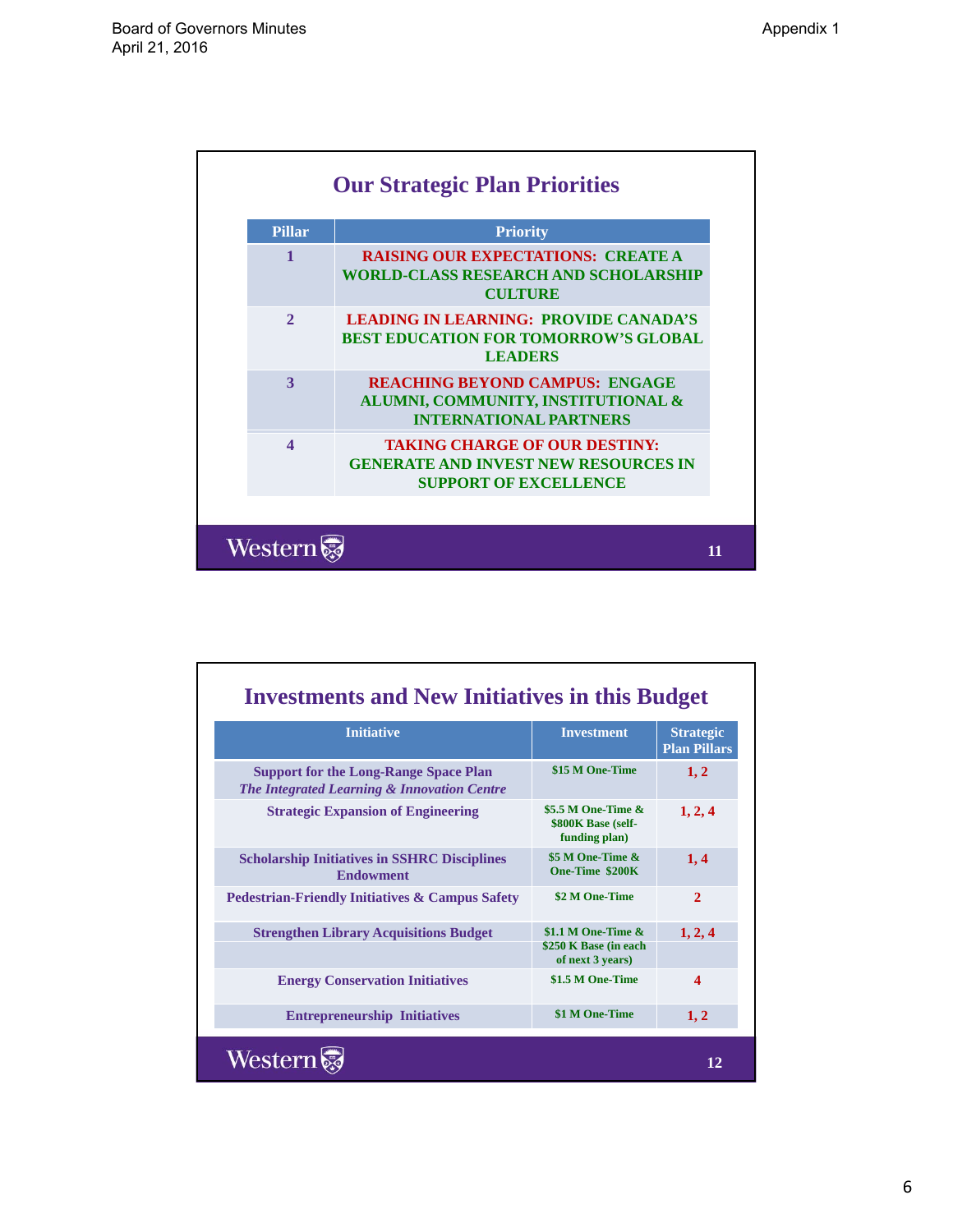## Our Strategic Plan Priorities

| Pillar | Priority |
|---|---|
| 1 | RAISING OUR EXPECTATIONS: CREATE A WORLD-CLASS RESEARCH AND SCHOLARSHIP CULTURE |
| 2 | LEADING IN LEARNING: PROVIDE CANADA'S BEST EDUCATION FOR TOMORROW'S GLOBAL LEADERS |
| 3 | REACHING BEYOND CAMPUS: ENGAGE ALUMNI, COMMUNITY, INSTITUTIONAL & INTERNATIONAL PARTNERS |
| 4 | TAKING CHARGE OF OUR DESTINY: GENERATE AND INVEST NEW RESOURCES IN SUPPORT OF EXCELLENCE |

## Investments and New Initiatives in this Budget

| Initiative | Investment | Strategic Plan Pillars |
|---|---|---|
| Support for the Long-Range Space Plan *The Integrated Learning & Innovation Centre* | $15 M One-Time | 1, 2 |
| Strategic Expansion of Engineering | $5.5 M One-Time & $800K Base (self-funding plan) | 1, 2, 4 |
| Scholarship Initiatives in SSHRC Disciplines Endowment | $5 M One-Time & One-Time $200K | 1, 4 |
| Pedestrian-Friendly Initiatives & Campus Safety | $2 M One-Time | 2 |
| Strengthen Library Acquisitions Budget | $1.1 M One-Time & $250 K Base (in each of next 3 years) | 1, 2, 4 |
| Energy Conservation Initiatives | $1.5 M One-Time | 4 |
| Entrepreneurship Initiatives | $1 M One-Time | 1, 2 |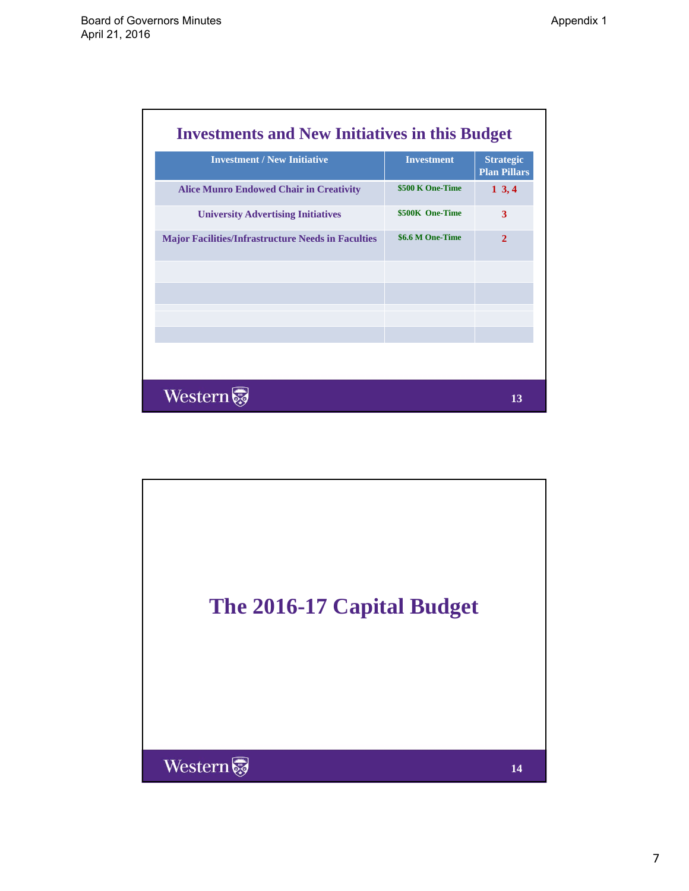## Investments and New Initiatives in this Budget

| Investment / New Initiative | Investment | Strategic Plan Pillars |
|---|---|---|
| Alice Munro Endowed Chair in Creativity | $500 K One-Time | 1 3, 4 |
| University Advertising Initiatives | $500K One-Time | 3 |
| Major Facilities/Infrastructure Needs in Faculties | $6.6 M One-Time | 2 |
| | | |
| | | |
| | | |
| | | |

# The 2016-17 Capital Budget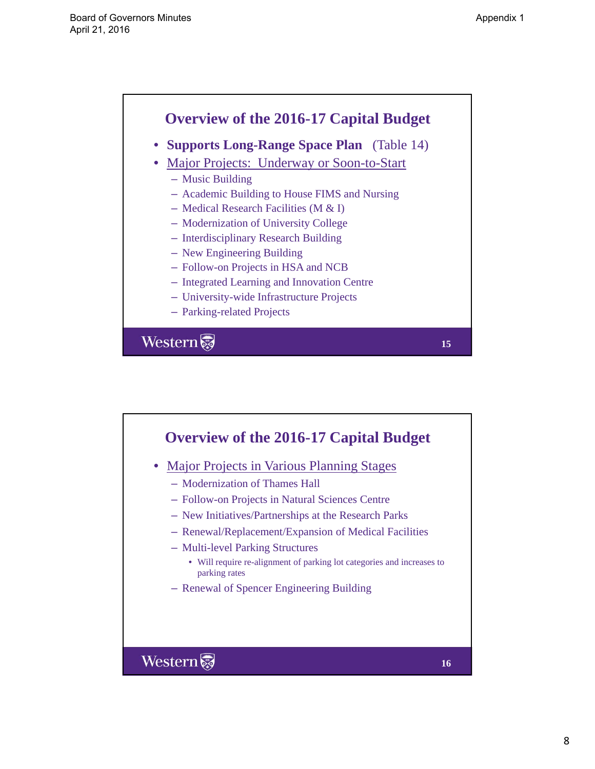## Overview of the 2016-17 Capital Budget

- **Supports Long-Range Space Plan** (Table 14)
- Major Projects: Underway or Soon-to-Start
  - Music Building
  - Academic Building to House FIMS and Nursing
  - Medical Research Facilities (M & I)
  - Modernization of University College
  - Interdisciplinary Research Building
  - New Engineering Building
  - Follow-on Projects in HSA and NCB
  - Integrated Learning and Innovation Centre
  - University-wide Infrastructure Projects
  - Parking-related Projects

## Overview of the 2016-17 Capital Budget

- Major Projects in Various Planning Stages
  - Modernization of Thames Hall
  - Follow-on Projects in Natural Sciences Centre
  - New Initiatives/Partnerships at the Research Parks
  - Renewal/Replacement/Expansion of Medical Facilities
  - Multi-level Parking Structures
    - Will require re-alignment of parking lot categories and increases to parking rates
  - Renewal of Spencer Engineering Building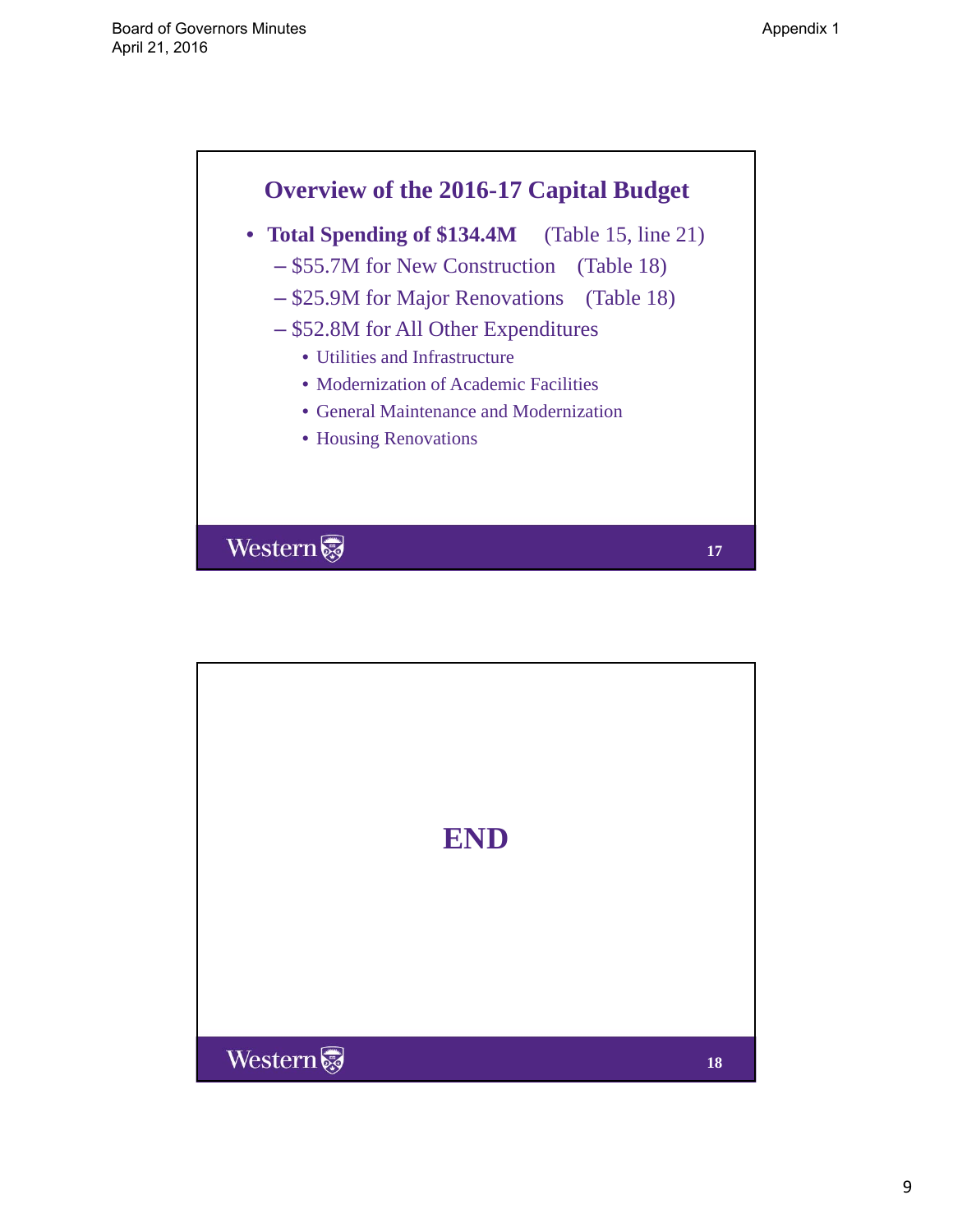## Overview of the 2016-17 Capital Budget

- **Total Spending of $134.4M** (Table 15, line 21)
  - $55.7M for New Construction (Table 18)
  - $25.9M for Major Renovations (Table 18)
  - $52.8M for All Other Expenditures
    - Utilities and Infrastructure
    - Modernization of Academic Facilities
    - General Maintenance and Modernization
    - Housing Renovations

Western 17

## END

Western 18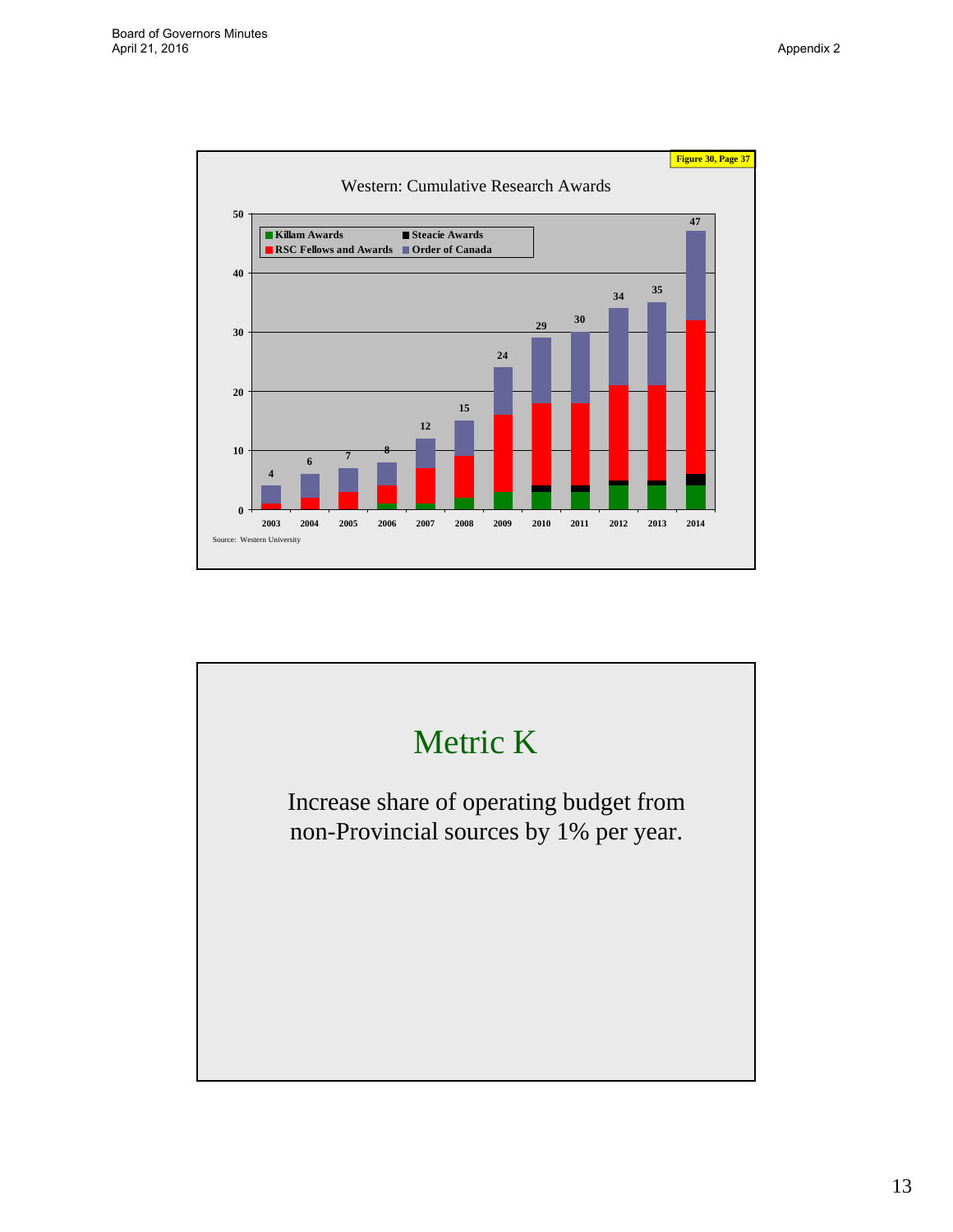Figure 30, Page 37

## Western: Cumulative Research Awards

| Year | Total |
| --- | --- |
| 2003 | 4 |
| 2004 | 6 |
| 2005 | 7 |
| 2006 | 8 |
| 2007 | 12 |
| 2008 | 15 |
| 2009 | 24 |
| 2010 | 29 |
| 2011 | 30 |
| 2012 | 34 |
| 2013 | 35 |
| 2014 | 47 |

Legend: Killam Awards; Steacie Awards; RSC Fellows and Awards; Order of Canada

Source: Western University

# Metric K

Increase share of operating budget from non-Provincial sources by 1% per year.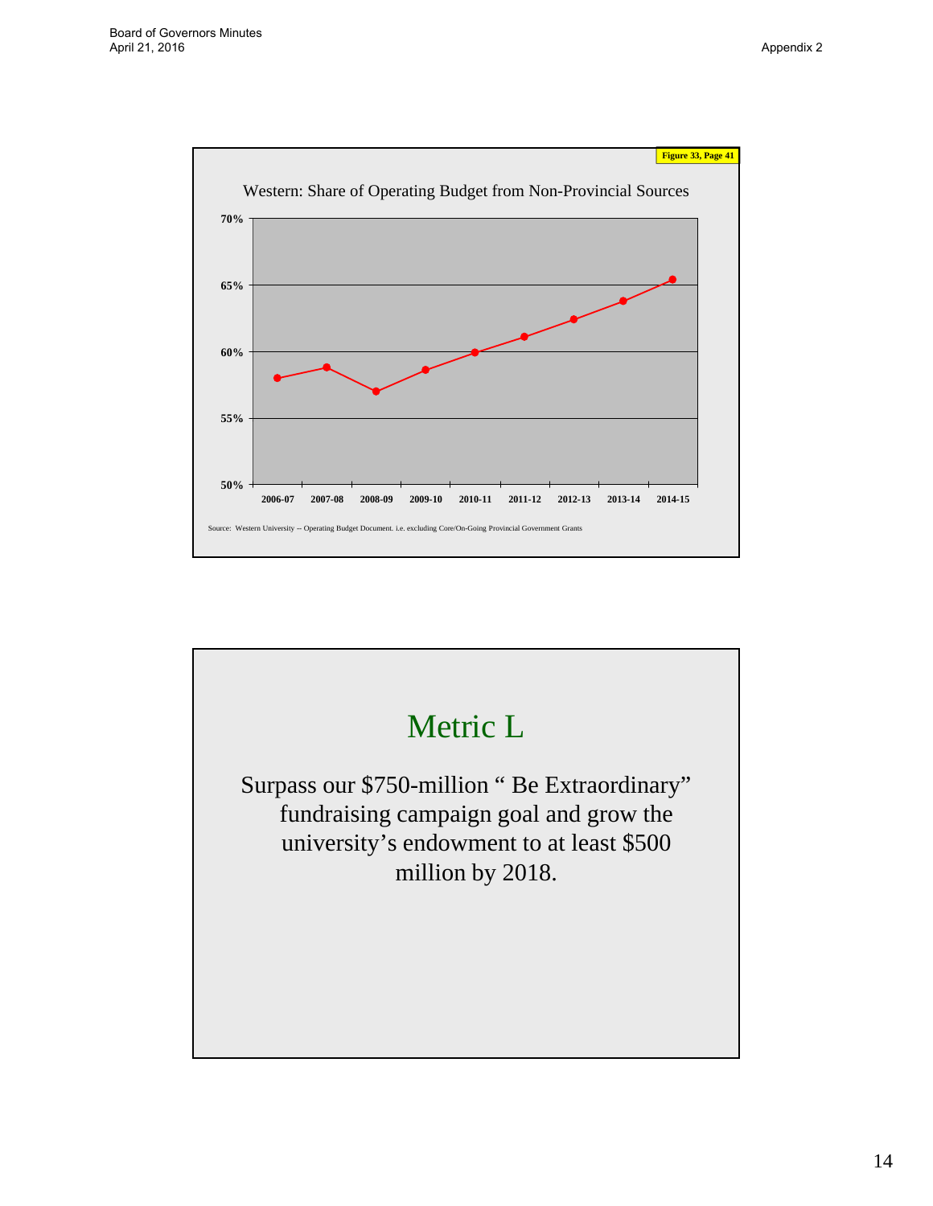Figure 33, Page 41

Western: Share of Operating Budget from Non-Provincial Sources

Source: Western University -- Operating Budget Document. i.e. excluding Core/On-Going Provincial Government Grants

# Metric L

Surpass our $750-million “ Be Extraordinary” fundraising campaign goal and grow the university’s endowment to at least $500 million by 2018.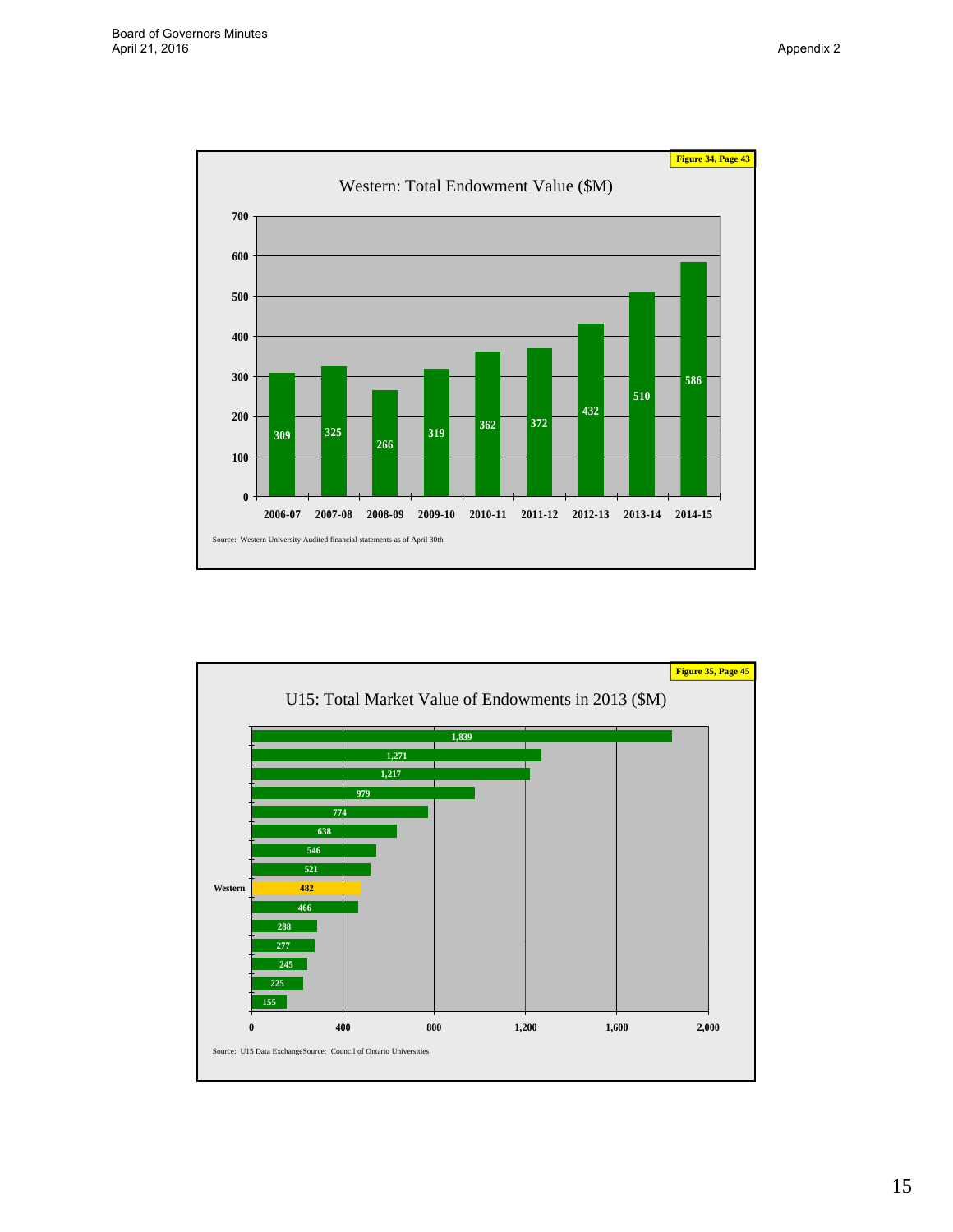Figure 34, Page 43

## Western: Total Endowment Value ($M)

| Year | Value ($M) |
|---|---|
| 2006-07 | 309 |
| 2007-08 | 325 |
| 2008-09 | 266 |
| 2009-10 | 319 |
| 2010-11 | 362 |
| 2011-12 | 372 |
| 2012-13 | 432 |
| 2013-14 | 510 |
| 2014-15 | 586 |

Source: Western University Audited financial statements as of April 30th

Figure 35, Page 45

## U15: Total Market Value of Endowments in 2013 ($M)

| University | Value ($M) |
|---|---|
| | 1,839 |
| | 1,271 |
| | 1,217 |
| | 979 |
| | 774 |
| | 638 |
| | 546 |
| | 521 |
| Western | 482 |
| | 466 |
| | 288 |
| | 277 |
| | 245 |
| | 225 |
| | 155 |

Source: U15 Data ExchangeSource: Council of Ontario Universities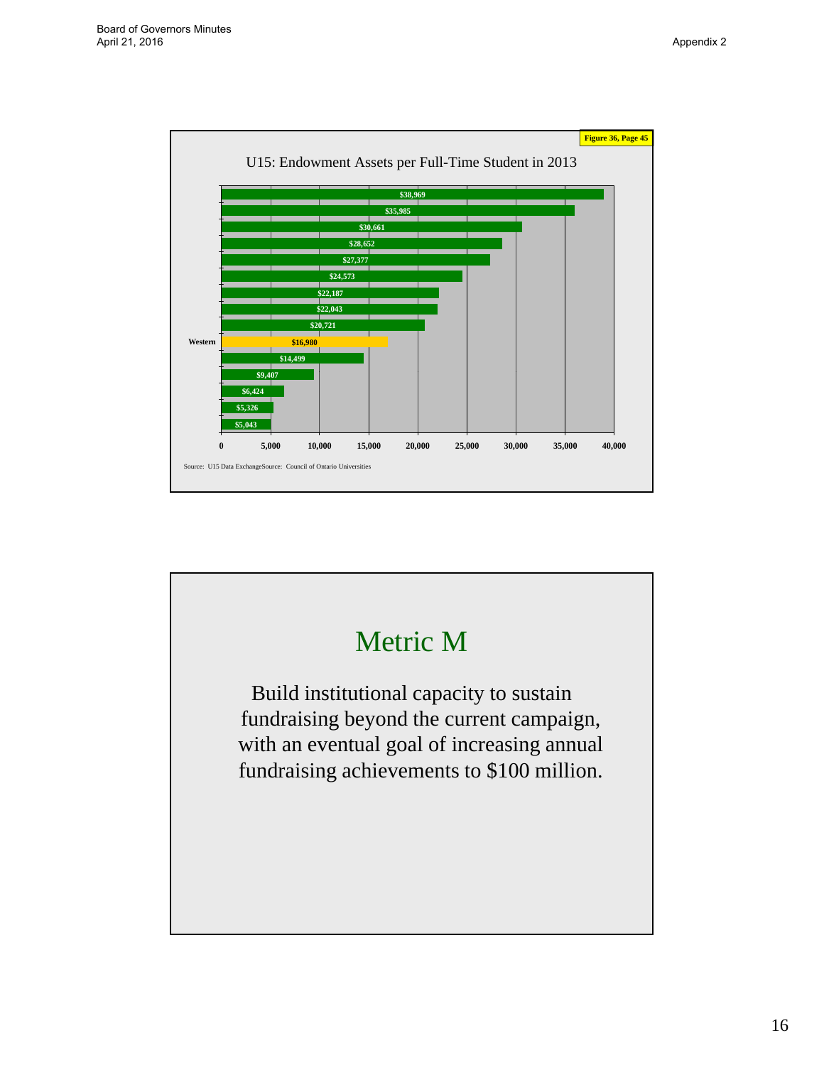Figure 36, Page 45

## U15: Endowment Assets per Full-Time Student in 2013

| Institution | Endowment Assets per Full-Time Student |
|---|---|
| | $38,969 |
| | $35,985 |
| | $30,661 |
| | $28,652 |
| | $27,377 |
| | $24,573 |
| | $22,187 |
| | $22,043 |
| | $20,721 |
| Western | $16,980 |
| | $14,499 |
| | $9,407 |
| | $6,424 |
| | $5,326 |
| | $5,043 |

Source: U15 Data ExchangeSource: Council of Ontario Universities

# Metric M

Build institutional capacity to sustain fundraising beyond the current campaign, with an eventual goal of increasing annual fundraising achievements to $100 million.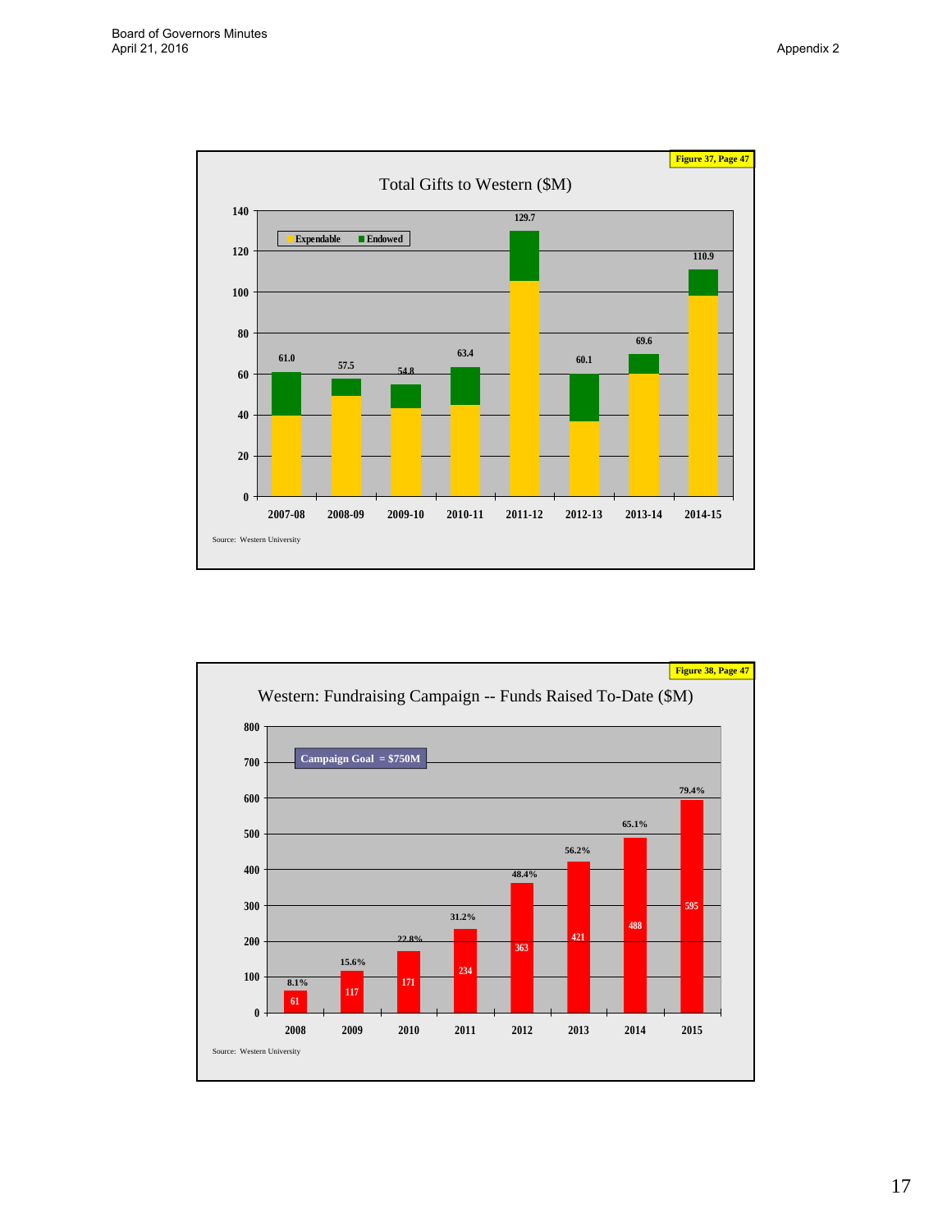Figure 37, Page 47

Total Gifts to Western ($M)

Expendable
Endowed

140
120
100
80
60
40
20
0

61.0
57.5
54.8
63.4
129.7
60.1
69.6
110.9

2007-08
2008-09
2009-10
2010-11
2011-12
2012-13
2013-14
2014-15

Source: Western University

Figure 38, Page 47

Western: Fundraising Campaign -- Funds Raised To-Date ($M)

Campaign Goal = $750M

800
700
600
500
400
300
200
100
0

8.1%
15.6%
22.8%
31.2%
48.4%
56.2%
65.1%
79.4%

61
117
171
234
363
421
488
595

2008
2009
2010
2011
2012
2013
2014
2015

Source: Western University